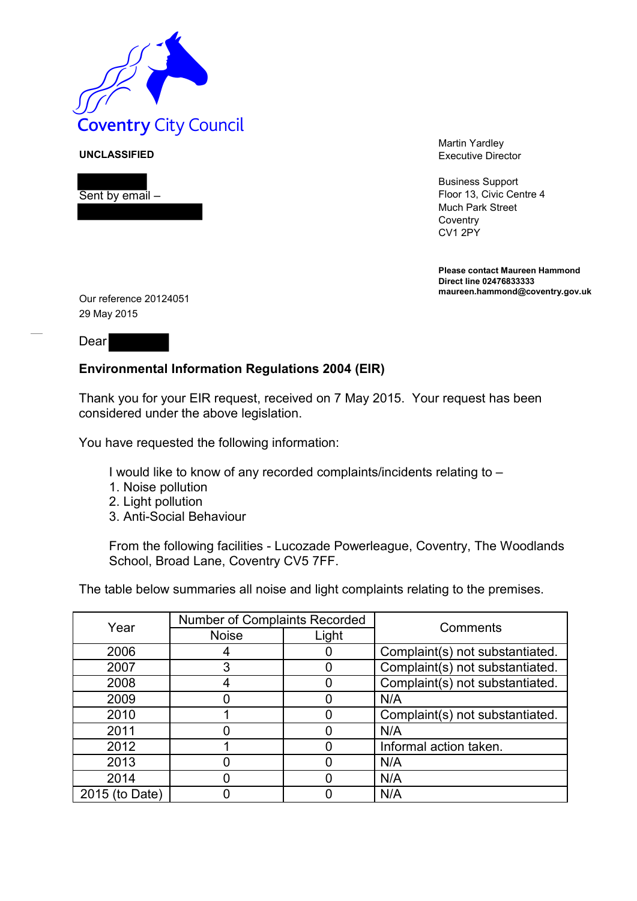Coventry City Council

**UNCLASSIFIED**

Sent by email –

Martin Yardley
Executive Director

Business Support
Floor 13, Civic Centre 4
Much Park Street
Coventry
CV1 2PY

**Please contact Maureen Hammond**
**Direct line 02476833333**
**maureen.hammond@coventry.gov.uk**

Our reference 20124051
29 May 2015

Dear

**Environmental Information Regulations 2004 (EIR)**

Thank you for your EIR request, received on 7 May 2015. Your request has been considered under the above legislation.

You have requested the following information:

> I would like to know of any recorded complaints/incidents relating to –
> 1. Noise pollution
> 2. Light pollution
> 3. Anti-Social Behaviour
>
> From the following facilities - Lucozade Powerleague, Coventry, The Woodlands School, Broad Lane, Coventry CV5 7FF.

The table below summaries all noise and light complaints relating to the premises.

| Year | Number of Complaints Recorded | | Comments |
|---|---|---|---|
| | Noise | Light | |
| 2006 | 4 | 0 | Complaint(s) not substantiated. |
| 2007 | 3 | 0 | Complaint(s) not substantiated. |
| 2008 | 4 | 0 | Complaint(s) not substantiated. |
| 2009 | 0 | 0 | N/A |
| 2010 | 1 | 0 | Complaint(s) not substantiated. |
| 2011 | 0 | 0 | N/A |
| 2012 | 1 | 0 | Informal action taken. |
| 2013 | 0 | 0 | N/A |
| 2014 | 0 | 0 | N/A |
| 2015 (to Date) | 0 | 0 | N/A |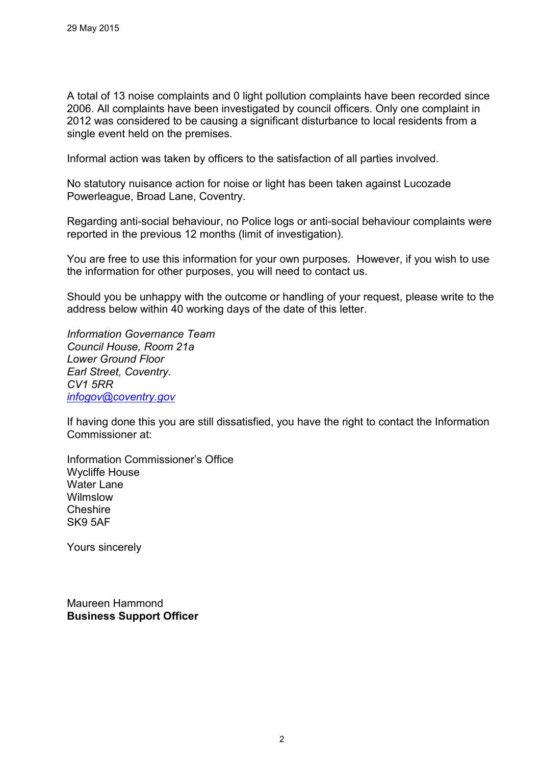29 May 2015

A total of 13 noise complaints and 0 light pollution complaints have been recorded since 2006. All complaints have been investigated by council officers. Only one complaint in 2012 was considered to be causing a significant disturbance to local residents from a single event held on the premises.

Informal action was taken by officers to the satisfaction of all parties involved.

No statutory nuisance action for noise or light has been taken against Lucozade Powerleague, Broad Lane, Coventry.

Regarding anti-social behaviour, no Police logs or anti-social behaviour complaints were reported in the previous 12 months (limit of investigation).

You are free to use this information for your own purposes. However, if you wish to use the information for other purposes, you will need to contact us.

Should you be unhappy with the outcome or handling of your request, please write to the address below within 40 working days of the date of this letter.

*Information Governance Team*
*Council House, Room 21a*
*Lower Ground Floor*
*Earl Street, Coventry.*
*CV1 5RR*
*infogov@coventry.gov*

If having done this you are still dissatisfied, you have the right to contact the Information Commissioner at:

Information Commissioner's Office
Wycliffe House
Water Lane
Wilmslow
Cheshire
SK9 5AF

Yours sincerely

Maureen Hammond
**Business Support Officer**